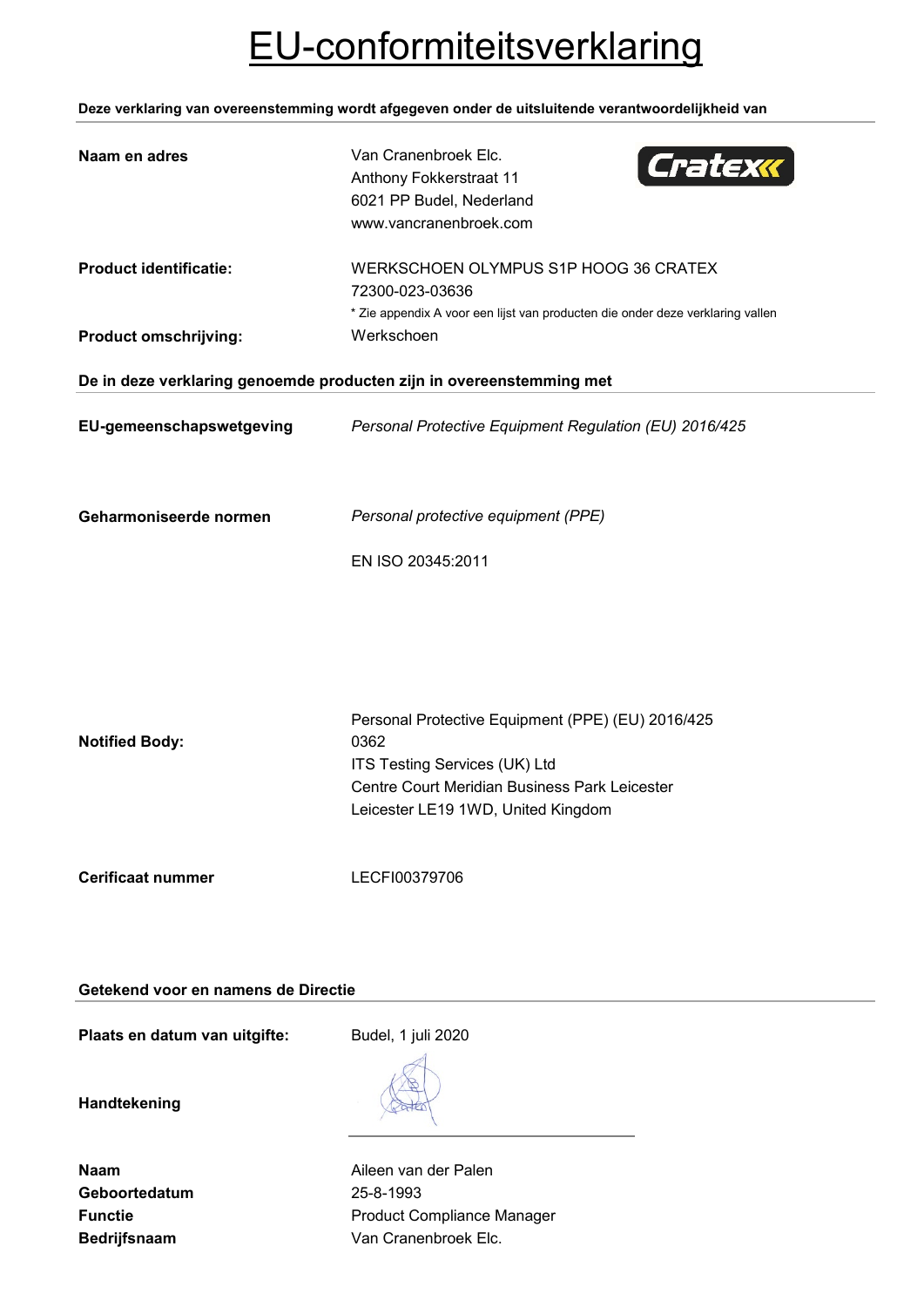# EU-conformiteitsverklaring

**Deze verklaring van overeenstemming wordt afgegeven onder de uitsluitende verantwoordelijkheid van**

**Naam en adres**

Van Cranenbroek Elc.
Anthony Fokkerstraat 11
6021 PP Budel, Nederland
www.vancranenbroek.com

**Product identificatie:**

WERKSCHOEN OLYMPUS S1P HOOG 36 CRATEX
72300-023-03636
* Zie appendix A voor een lijst van producten die onder deze verklaring vallen

**Product omschrijving:**

Werkschoen

**De in deze verklaring genoemde producten zijn in overeenstemming met**

**EU-gemeenschapswetgeving**

*Personal Protective Equipment Regulation (EU) 2016/425*

**Geharmoniseerde normen**

*Personal protective equipment (PPE)*

EN ISO 20345:2011

**Notified Body:**

Personal Protective Equipment (PPE) (EU) 2016/425
0362
ITS Testing Services (UK) Ltd
Centre Court Meridian Business Park Leicester
Leicester LE19 1WD, United Kingdom

**Cerificaat nummer**

LECFI00379706

**Getekend voor en namens de Directie**

**Plaats en datum van uitgifte:**

Budel, 1 juli 2020

**Handtekening**

**Naam** Aileen van der Palen
**Geboortedatum** 25-8-1993
**Functie** Product Compliance Manager
**Bedrijfsnaam** Van Cranenbroek Elc.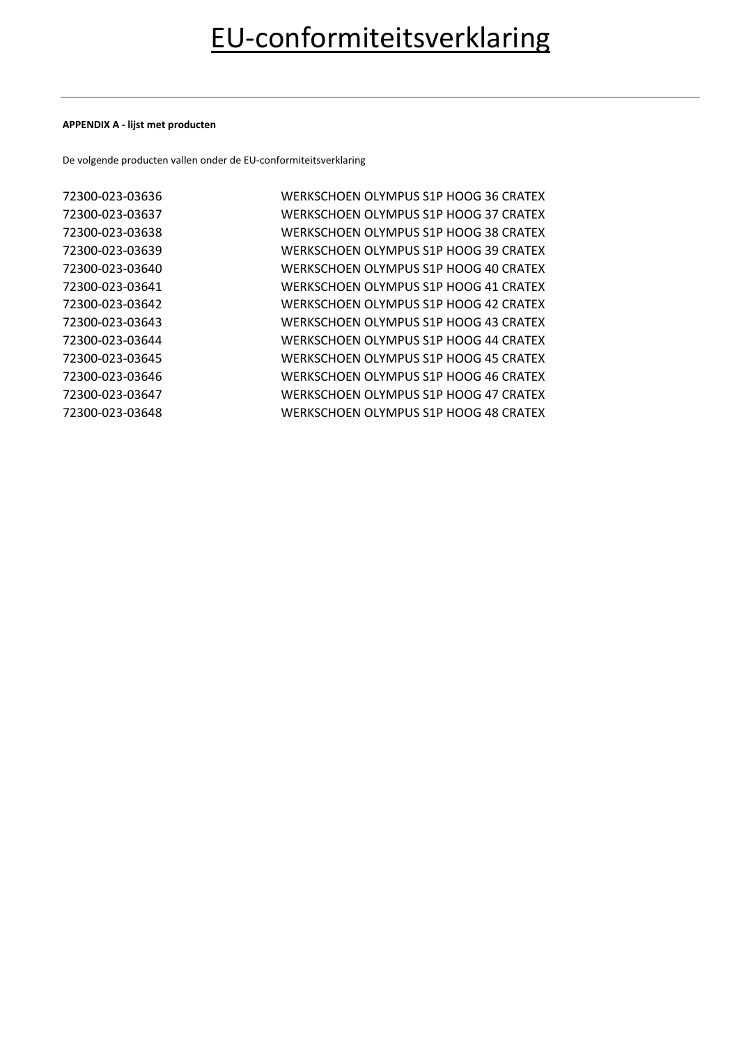# EU-conformiteitsverklaring

**APPENDIX A - lijst met producten**

De volgende producten vallen onder de EU-conformiteitsverklaring

| | |
|---|---|
| 72300-023-03636 | WERKSCHOEN OLYMPUS S1P HOOG 36 CRATEX |
| 72300-023-03637 | WERKSCHOEN OLYMPUS S1P HOOG 37 CRATEX |
| 72300-023-03638 | WERKSCHOEN OLYMPUS S1P HOOG 38 CRATEX |
| 72300-023-03639 | WERKSCHOEN OLYMPUS S1P HOOG 39 CRATEX |
| 72300-023-03640 | WERKSCHOEN OLYMPUS S1P HOOG 40 CRATEX |
| 72300-023-03641 | WERKSCHOEN OLYMPUS S1P HOOG 41 CRATEX |
| 72300-023-03642 | WERKSCHOEN OLYMPUS S1P HOOG 42 CRATEX |
| 72300-023-03643 | WERKSCHOEN OLYMPUS S1P HOOG 43 CRATEX |
| 72300-023-03644 | WERKSCHOEN OLYMPUS S1P HOOG 44 CRATEX |
| 72300-023-03645 | WERKSCHOEN OLYMPUS S1P HOOG 45 CRATEX |
| 72300-023-03646 | WERKSCHOEN OLYMPUS S1P HOOG 46 CRATEX |
| 72300-023-03647 | WERKSCHOEN OLYMPUS S1P HOOG 47 CRATEX |
| 72300-023-03648 | WERKSCHOEN OLYMPUS S1P HOOG 48 CRATEX |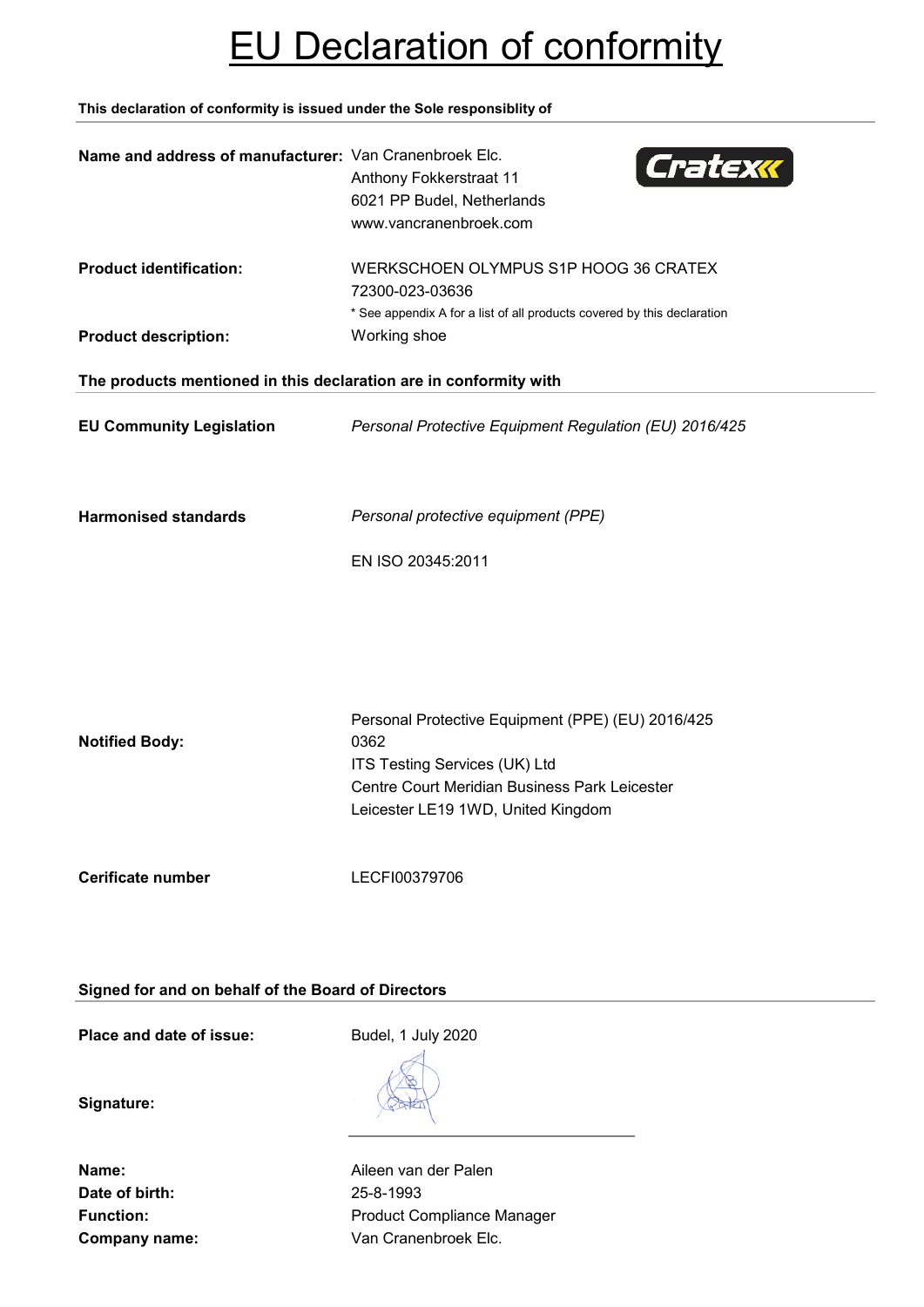# EU Declaration of conformity

**This declaration of conformity is issued under the Sole responsiblity of**

**Name and address of manufacturer:** Van Cranenbroek Elc.
Anthony Fokkerstraat 11
6021 PP Budel, Netherlands
www.vancranenbroek.com

**Product identification:** WERKSCHOEN OLYMPUS S1P HOOG 36 CRATEX
72300-023-03636
* See appendix A for a list of all products covered by this declaration

**Product description:** Working shoe

**The products mentioned in this declaration are in conformity with**

**EU Community Legislation** *Personal Protective Equipment Regulation (EU) 2016/425*

**Harmonised standards** *Personal protective equipment (PPE)*

EN ISO 20345:2011

Personal Protective Equipment (PPE) (EU) 2016/425

**Notified Body:** 0362
ITS Testing Services (UK) Ltd
Centre Court Meridian Business Park Leicester
Leicester LE19 1WD, United Kingdom

**Cerificate number** LECFI00379706

**Signed for and on behalf of the Board of Directors**

**Place and date of issue:** Budel, 1 July 2020

**Signature:**

**Name:** Aileen van der Palen
**Date of birth:** 25-8-1993
**Function:** Product Compliance Manager
**Company name:** Van Cranenbroek Elc.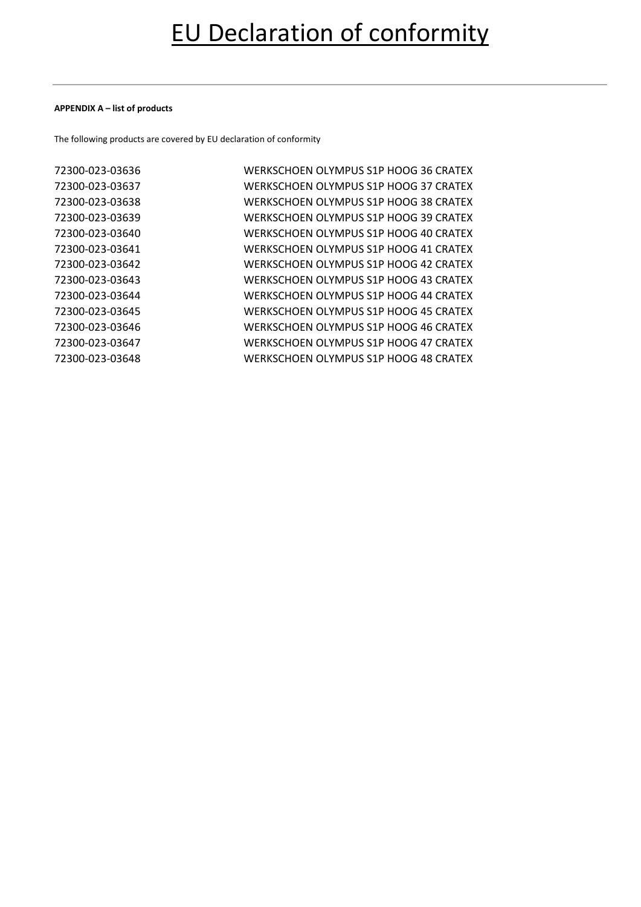# EU Declaration of conformity

**APPENDIX A – list of products**

The following products are covered by EU declaration of conformity

| | |
|---|---|
| 72300-023-03636 | WERKSCHOEN OLYMPUS S1P HOOG 36 CRATEX |
| 72300-023-03637 | WERKSCHOEN OLYMPUS S1P HOOG 37 CRATEX |
| 72300-023-03638 | WERKSCHOEN OLYMPUS S1P HOOG 38 CRATEX |
| 72300-023-03639 | WERKSCHOEN OLYMPUS S1P HOOG 39 CRATEX |
| 72300-023-03640 | WERKSCHOEN OLYMPUS S1P HOOG 40 CRATEX |
| 72300-023-03641 | WERKSCHOEN OLYMPUS S1P HOOG 41 CRATEX |
| 72300-023-03642 | WERKSCHOEN OLYMPUS S1P HOOG 42 CRATEX |
| 72300-023-03643 | WERKSCHOEN OLYMPUS S1P HOOG 43 CRATEX |
| 72300-023-03644 | WERKSCHOEN OLYMPUS S1P HOOG 44 CRATEX |
| 72300-023-03645 | WERKSCHOEN OLYMPUS S1P HOOG 45 CRATEX |
| 72300-023-03646 | WERKSCHOEN OLYMPUS S1P HOOG 46 CRATEX |
| 72300-023-03647 | WERKSCHOEN OLYMPUS S1P HOOG 47 CRATEX |
| 72300-023-03648 | WERKSCHOEN OLYMPUS S1P HOOG 48 CRATEX |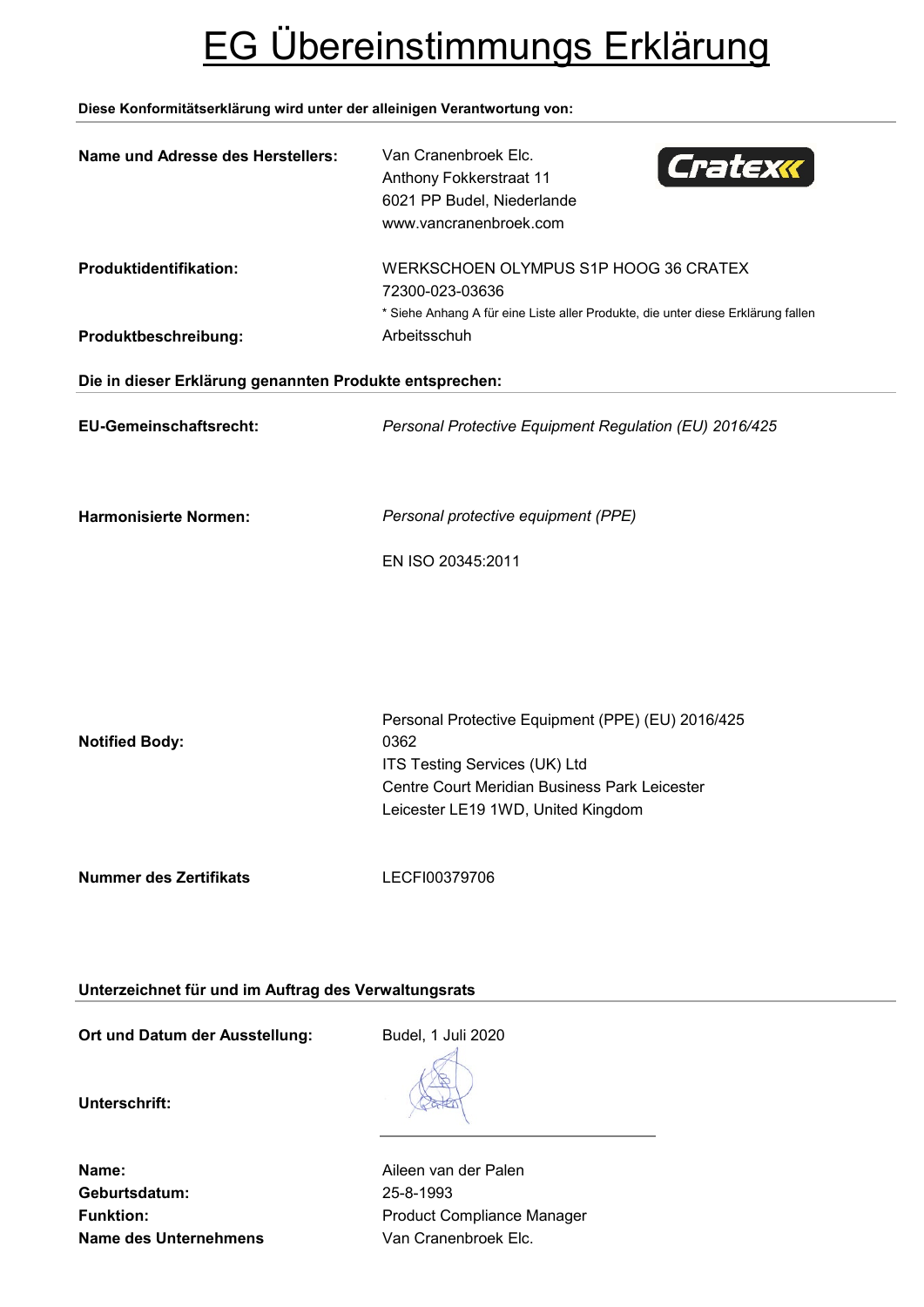# EG Übereinstimmungs Erklärung

**Diese Konformitätserklärung wird unter der alleinigen Verantwortung von:**

**Name und Adresse des Herstellers:** Van Cranenbroek Elc.
Anthony Fokkerstraat 11
6021 PP Budel, Niederlande
www.vancranenbroek.com

**Produktidentifikation:** WERKSCHOEN OLYMPUS S1P HOOG 36 CRATEX
72300-023-03636
* Siehe Anhang A für eine Liste aller Produkte, die unter diese Erklärung fallen

**Produktbeschreibung:** Arbeitsschuh

**Die in dieser Erklärung genannten Produkte entsprechen:**

**EU-Gemeinschaftsrecht:** *Personal Protective Equipment Regulation (EU) 2016/425*

**Harmonisierte Normen:** *Personal protective equipment (PPE)*

EN ISO 20345:2011

**Notified Body:** Personal Protective Equipment (PPE) (EU) 2016/425
0362
ITS Testing Services (UK) Ltd
Centre Court Meridian Business Park Leicester
Leicester LE19 1WD, United Kingdom

**Nummer des Zertifikats** LECFI00379706

**Unterzeichnet für und im Auftrag des Verwaltungsrats**

**Ort und Datum der Ausstellung:** Budel, 1 Juli 2020

**Unterschrift:**

**Name:** Aileen van der Palen
**Geburtsdatum:** 25-8-1993
**Funktion:** Product Compliance Manager
**Name des Unternehmens** Van Cranenbroek Elc.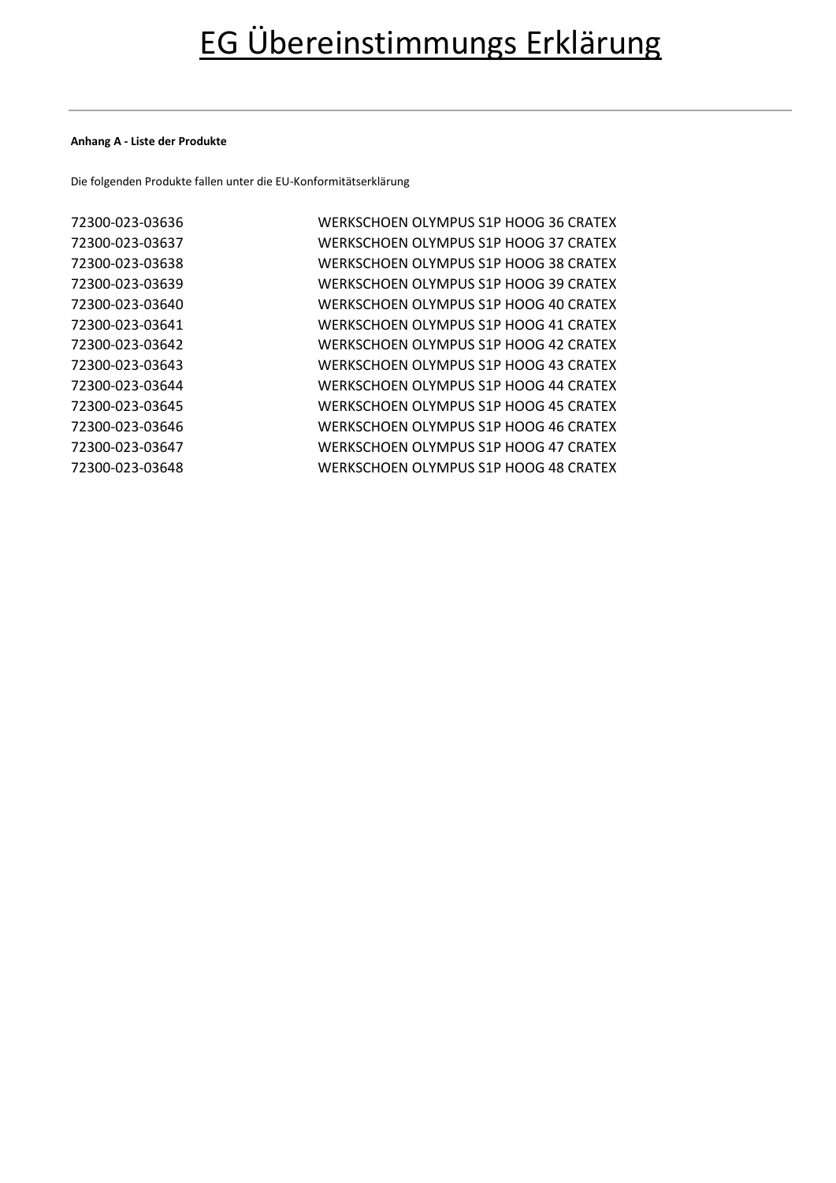# EG Übereinstimmungs Erklärung

---

**Anhang A - Liste der Produkte**

Die folgenden Produkte fallen unter die EU-Konformitätserklärung

| | |
|---|---|
| 72300-023-03636 | WERKSCHOEN OLYMPUS S1P HOOG 36 CRATEX |
| 72300-023-03637 | WERKSCHOEN OLYMPUS S1P HOOG 37 CRATEX |
| 72300-023-03638 | WERKSCHOEN OLYMPUS S1P HOOG 38 CRATEX |
| 72300-023-03639 | WERKSCHOEN OLYMPUS S1P HOOG 39 CRATEX |
| 72300-023-03640 | WERKSCHOEN OLYMPUS S1P HOOG 40 CRATEX |
| 72300-023-03641 | WERKSCHOEN OLYMPUS S1P HOOG 41 CRATEX |
| 72300-023-03642 | WERKSCHOEN OLYMPUS S1P HOOG 42 CRATEX |
| 72300-023-03643 | WERKSCHOEN OLYMPUS S1P HOOG 43 CRATEX |
| 72300-023-03644 | WERKSCHOEN OLYMPUS S1P HOOG 44 CRATEX |
| 72300-023-03645 | WERKSCHOEN OLYMPUS S1P HOOG 45 CRATEX |
| 72300-023-03646 | WERKSCHOEN OLYMPUS S1P HOOG 46 CRATEX |
| 72300-023-03647 | WERKSCHOEN OLYMPUS S1P HOOG 47 CRATEX |
| 72300-023-03648 | WERKSCHOEN OLYMPUS S1P HOOG 48 CRATEX |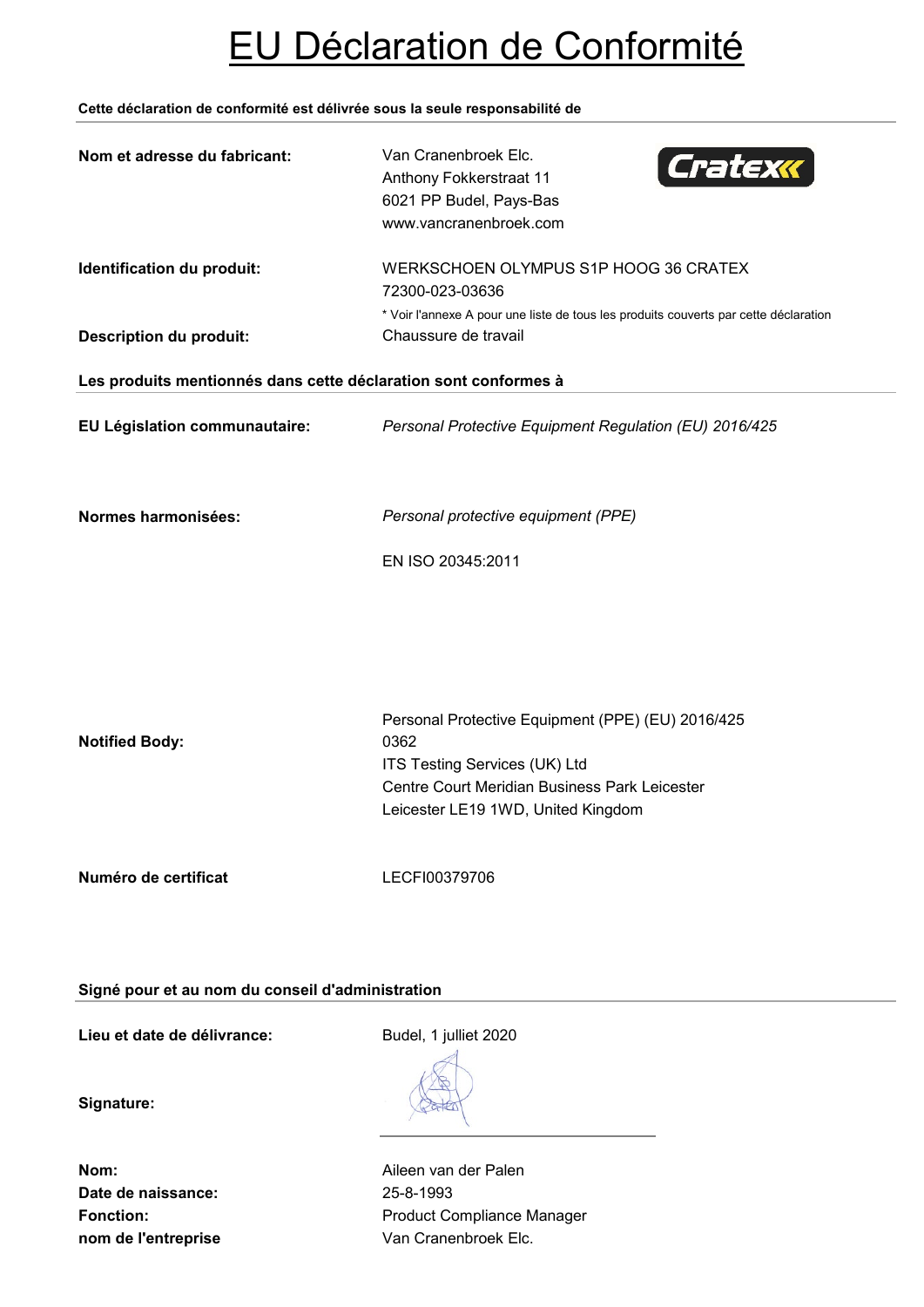# EU Déclaration de Conformité

**Cette déclaration de conformité est délivrée sous la seule responsabilité de**

---

**Nom et adresse du fabricant:** Van Cranenbroek Elc.
Anthony Fokkerstraat 11
6021 PP Budel, Pays-Bas
www.vancranenbroek.com

**Identification du produit:** WERKSCHOEN OLYMPUS S1P HOOG 36 CRATEX
72300-023-03636
* Voir l'annexe A pour une liste de tous les produits couverts par cette déclaration

**Description du produit:** Chaussure de travail

**Les produits mentionnés dans cette déclaration sont conformes à**

---

**EU Législation communautaire:** *Personal Protective Equipment Regulation (EU) 2016/425*

**Normes harmonisées:** *Personal protective equipment (PPE)*

EN ISO 20345:2011

**Notified Body:** Personal Protective Equipment (PPE) (EU) 2016/425
0362
ITS Testing Services (UK) Ltd
Centre Court Meridian Business Park Leicester
Leicester LE19 1WD, United Kingdom

**Numéro de certificat** LECFI00379706

**Signé pour et au nom du conseil d'administration**

---

**Lieu et date de délivrance:** Budel, 1 julliet 2020

**Signature:**

**Nom:** Aileen van der Palen
**Date de naissance:** 25-8-1993
**Fonction:** Product Compliance Manager
**nom de l'entreprise** Van Cranenbroek Elc.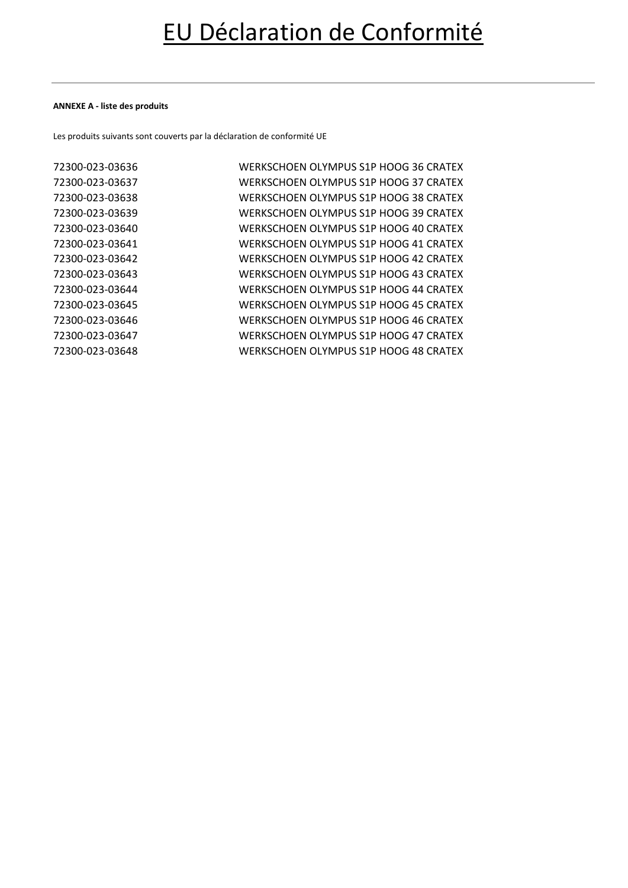# EU Déclaration de Conformité

**ANNEXE A - liste des produits**

Les produits suivants sont couverts par la déclaration de conformité UE

| | |
|---|---|
| 72300-023-03636 | WERKSCHOEN OLYMPUS S1P HOOG 36 CRATEX |
| 72300-023-03637 | WERKSCHOEN OLYMPUS S1P HOOG 37 CRATEX |
| 72300-023-03638 | WERKSCHOEN OLYMPUS S1P HOOG 38 CRATEX |
| 72300-023-03639 | WERKSCHOEN OLYMPUS S1P HOOG 39 CRATEX |
| 72300-023-03640 | WERKSCHOEN OLYMPUS S1P HOOG 40 CRATEX |
| 72300-023-03641 | WERKSCHOEN OLYMPUS S1P HOOG 41 CRATEX |
| 72300-023-03642 | WERKSCHOEN OLYMPUS S1P HOOG 42 CRATEX |
| 72300-023-03643 | WERKSCHOEN OLYMPUS S1P HOOG 43 CRATEX |
| 72300-023-03644 | WERKSCHOEN OLYMPUS S1P HOOG 44 CRATEX |
| 72300-023-03645 | WERKSCHOEN OLYMPUS S1P HOOG 45 CRATEX |
| 72300-023-03646 | WERKSCHOEN OLYMPUS S1P HOOG 46 CRATEX |
| 72300-023-03647 | WERKSCHOEN OLYMPUS S1P HOOG 47 CRATEX |
| 72300-023-03648 | WERKSCHOEN OLYMPUS S1P HOOG 48 CRATEX |